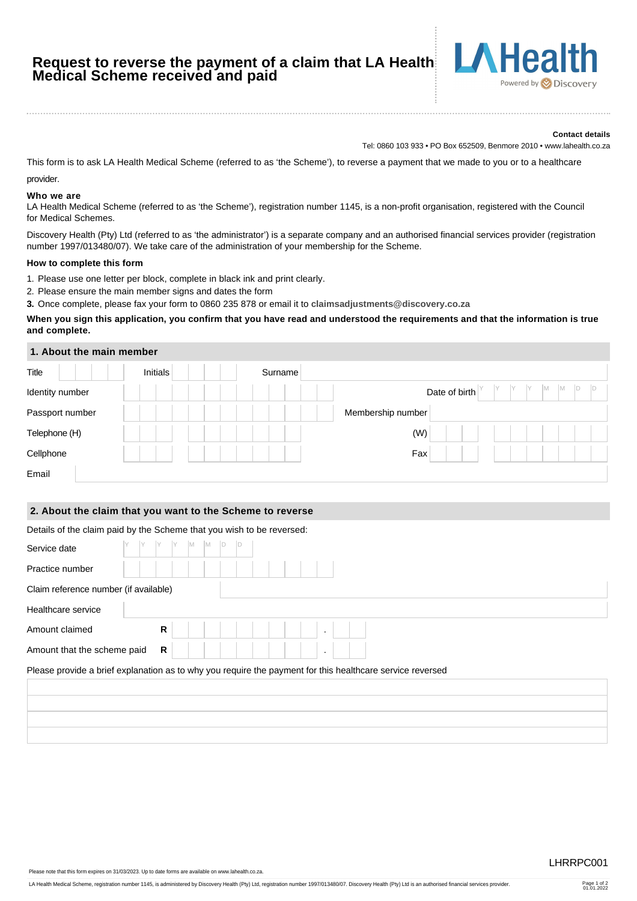# Request to reverse the payment of a claim that LA Health Medical Scheme received and paid

LA Health
Powered by Discovery

**Contact details**

Tel: 0860 103 933 • PO Box 652509, Benmore 2010 • www.lahealth.co.za

This form is to ask LA Health Medical Scheme (referred to as 'the Scheme'), to reverse a payment that we made to you or to a healthcare provider.

**Who we are**

LA Health Medical Scheme (referred to as 'the Scheme'), registration number 1145, is a non-profit organisation, registered with the Council for Medical Schemes.

Discovery Health (Pty) Ltd (referred to as 'the administrator') is a separate company and an authorised financial services provider (registration number 1997/013480/07). We take care of the administration of your membership for the Scheme.

**How to complete this form**

1. Please use one letter per block, complete in black ink and print clearly.
2. Please ensure the main member signs and dates the form
3. Once complete, please fax your form to 0860 235 878 or email it to **claimsadjustments@discovery.co.za**

**When you sign this application, you confirm that you have read and understood the requirements and that the information is true and complete.**

## 1. About the main member

| | | | | | |
|---|---|---|---|---|---|
| Title | | Initials | | Surname | |
| Identity number | | | | Date of birth | Y Y Y Y M M D D |
| Passport number | | | | Membership number | |
| Telephone (H) | | | | (W) | |
| Cellphone | | | | Fax | |
| Email | | | | | |

## 2. About the claim that you want to the Scheme to reverse

Details of the claim paid by the Scheme that you wish to be reversed:

| | |
|---|---|
| Service date | Y Y Y Y M M D D |
| Practice number | |
| Claim reference number (if available) | |
| Healthcare service | |
| Amount claimed | R . |
| Amount that the scheme paid | R . |

Please provide a brief explanation as to why you require the payment for this healthcare service reversed

LHRRPC001

Please note that this form expires on 31/03/2023. Up to date forms are available on www.lahealth.co.za.

LA Health Medical Scheme, registration number 1145, is administered by Discovery Health (Pty) Ltd, registration number 1997/013480/07. Discovery Health (Pty) Ltd is an authorised financial services provider.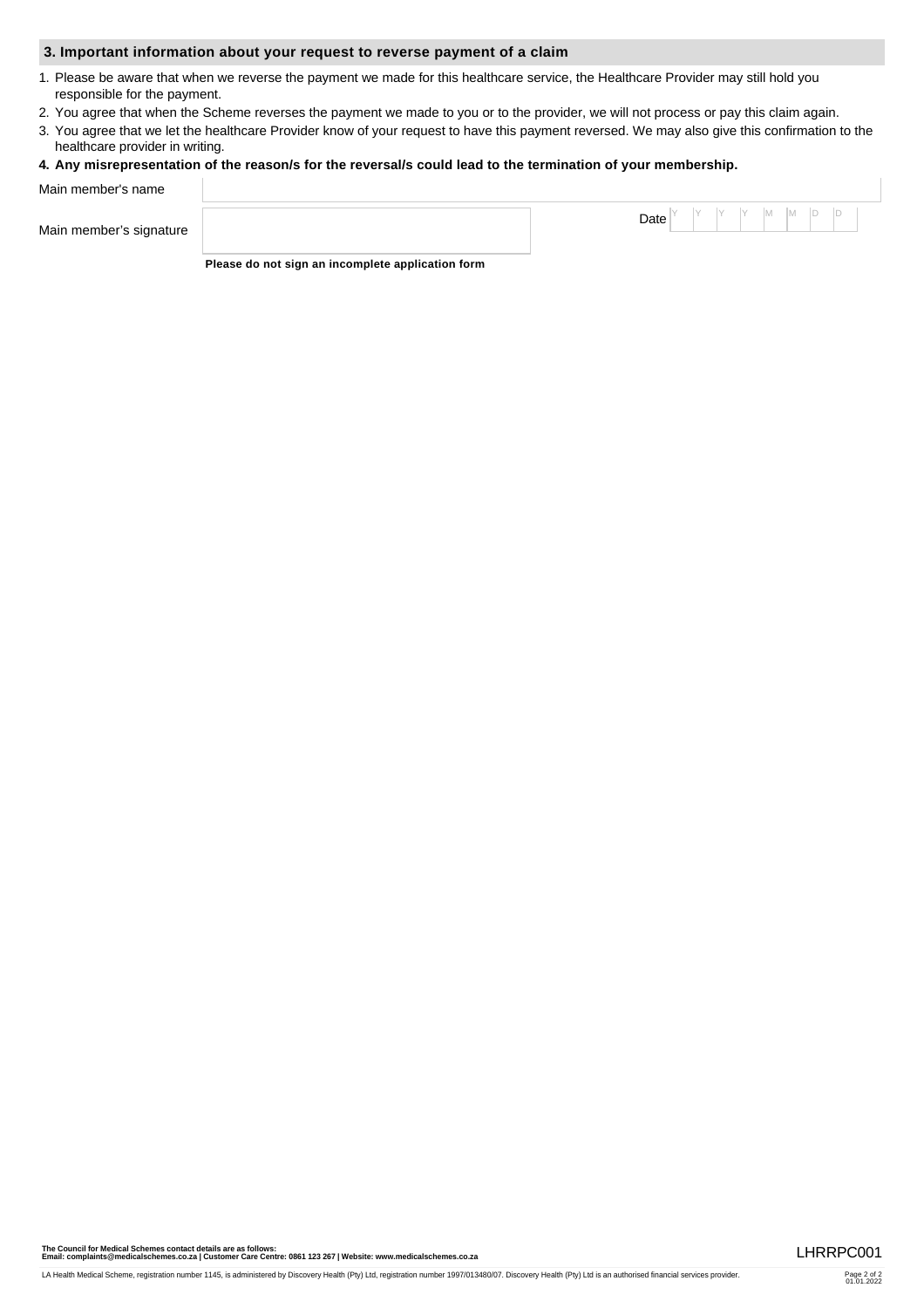## 3. Important information about your request to reverse payment of a claim

1. Please be aware that when we reverse the payment we made for this healthcare service, the Healthcare Provider may still hold you responsible for the payment.
2. You agree that when the Scheme reverses the payment we made to you or to the provider, we will not process or pay this claim again.
3. You agree that we let the healthcare Provider know of your request to have this payment reversed. We may also give this confirmation to the healthcare provider in writing.
4. **Any misrepresentation of the reason/s for the reversal/s could lead to the termination of your membership.**

| | | | |
|---|---|---|---|
| Main member's name | | | |
| Main member's signature | | Date | Y Y Y Y M M D D |

**Please do not sign an incomplete application form**

**The Council for Medical Schemes contact details are as follows:**
**Email: complaints@medicalschemes.co.za | Customer Care Centre: 0861 123 267 | Website: www.medicalschemes.co.za**

LHRRPC001

LA Health Medical Scheme, registration number 1145, is administered by Discovery Health (Pty) Ltd, registration number 1997/013480/07. Discovery Health (Pty) Ltd is an authorised financial services provider.

01.01.2022